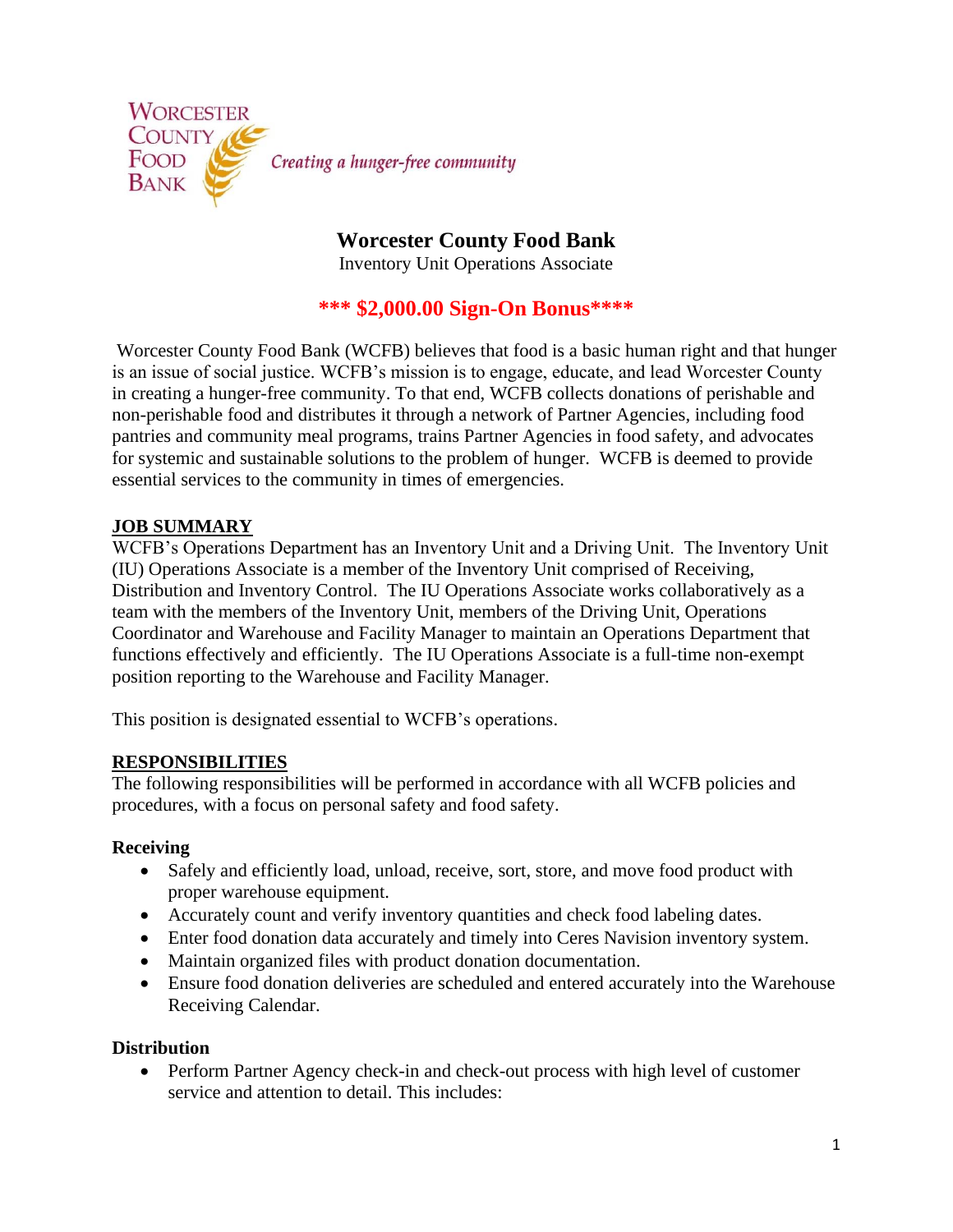Worcester County Food Bank

*Creating a hunger-free community*

# Worcester County Food Bank

Inventory Unit Operations Associate

## *** $2,000.00 Sign-On Bonus****

Worcester County Food Bank (WCFB) believes that food is a basic human right and that hunger is an issue of social justice. WCFB's mission is to engage, educate, and lead Worcester County in creating a hunger-free community. To that end, WCFB collects donations of perishable and non-perishable food and distributes it through a network of Partner Agencies, including food pantries and community meal programs, trains Partner Agencies in food safety, and advocates for systemic and sustainable solutions to the problem of hunger. WCFB is deemed to provide essential services to the community in times of emergencies.

## JOB SUMMARY

WCFB's Operations Department has an Inventory Unit and a Driving Unit. The Inventory Unit (IU) Operations Associate is a member of the Inventory Unit comprised of Receiving, Distribution and Inventory Control. The IU Operations Associate works collaboratively as a team with the members of the Inventory Unit, members of the Driving Unit, Operations Coordinator and Warehouse and Facility Manager to maintain an Operations Department that functions effectively and efficiently. The IU Operations Associate is a full-time non-exempt position reporting to the Warehouse and Facility Manager.

This position is designated essential to WCFB's operations.

## RESPONSIBILITIES

The following responsibilities will be performed in accordance with all WCFB policies and procedures, with a focus on personal safety and food safety.

### Receiving

- Safely and efficiently load, unload, receive, sort, store, and move food product with proper warehouse equipment.
- Accurately count and verify inventory quantities and check food labeling dates.
- Enter food donation data accurately and timely into Ceres Navision inventory system.
- Maintain organized files with product donation documentation.
- Ensure food donation deliveries are scheduled and entered accurately into the Warehouse Receiving Calendar.

### Distribution

- Perform Partner Agency check-in and check-out process with high level of customer service and attention to detail. This includes: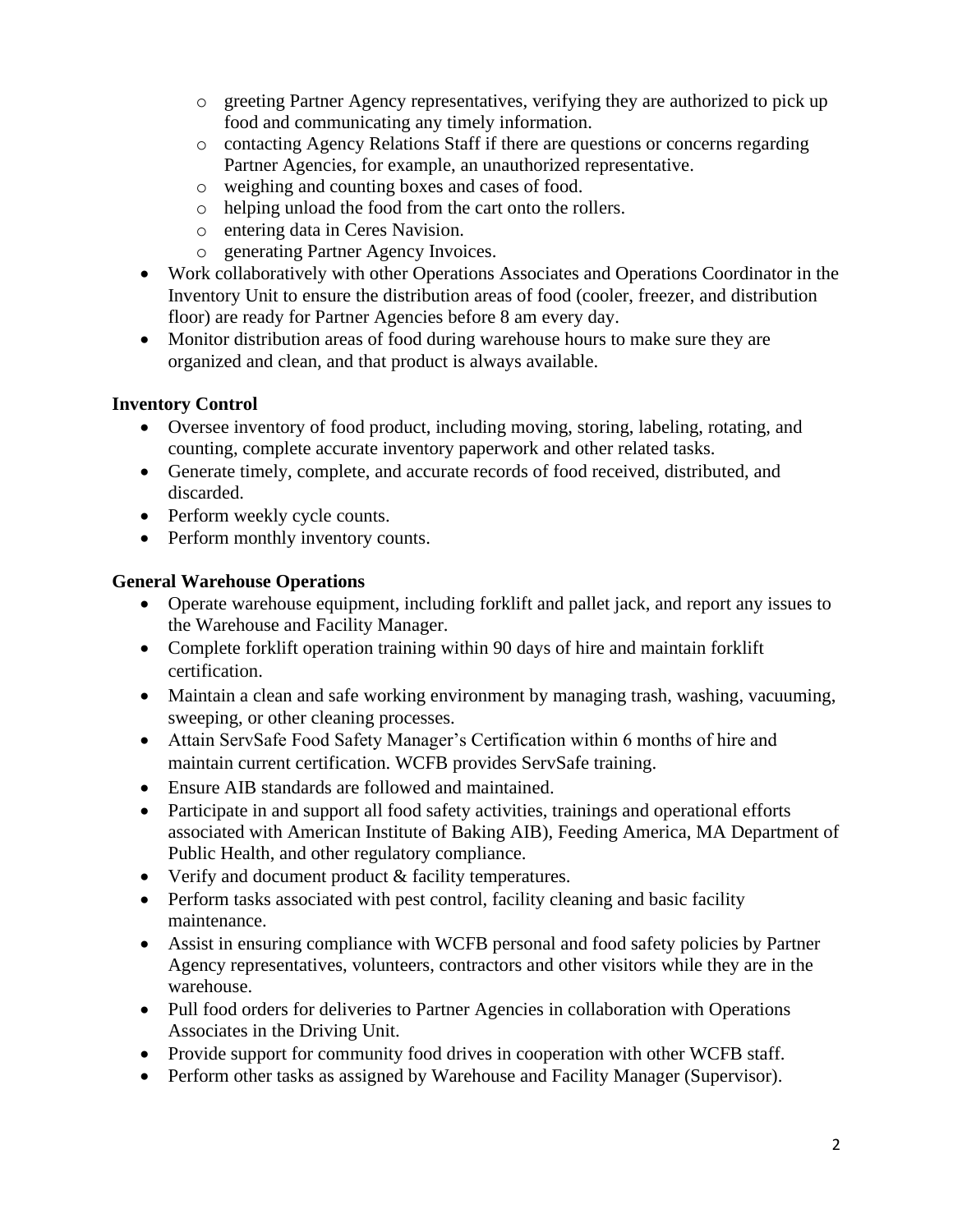- greeting Partner Agency representatives, verifying they are authorized to pick up food and communicating any timely information.
  - contacting Agency Relations Staff if there are questions or concerns regarding Partner Agencies, for example, an unauthorized representative.
  - weighing and counting boxes and cases of food.
  - helping unload the food from the cart onto the rollers.
  - entering data in Ceres Navision.
  - generating Partner Agency Invoices.
- Work collaboratively with other Operations Associates and Operations Coordinator in the Inventory Unit to ensure the distribution areas of food (cooler, freezer, and distribution floor) are ready for Partner Agencies before 8 am every day.
- Monitor distribution areas of food during warehouse hours to make sure they are organized and clean, and that product is always available.

**Inventory Control**

- Oversee inventory of food product, including moving, storing, labeling, rotating, and counting, complete accurate inventory paperwork and other related tasks.
- Generate timely, complete, and accurate records of food received, distributed, and discarded.
- Perform weekly cycle counts.
- Perform monthly inventory counts.

**General Warehouse Operations**

- Operate warehouse equipment, including forklift and pallet jack, and report any issues to the Warehouse and Facility Manager.
- Complete forklift operation training within 90 days of hire and maintain forklift certification.
- Maintain a clean and safe working environment by managing trash, washing, vacuuming, sweeping, or other cleaning processes.
- Attain ServSafe Food Safety Manager's Certification within 6 months of hire and maintain current certification. WCFB provides ServSafe training.
- Ensure AIB standards are followed and maintained.
- Participate in and support all food safety activities, trainings and operational efforts associated with American Institute of Baking AIB), Feeding America, MA Department of Public Health, and other regulatory compliance.
- Verify and document product & facility temperatures.
- Perform tasks associated with pest control, facility cleaning and basic facility maintenance.
- Assist in ensuring compliance with WCFB personal and food safety policies by Partner Agency representatives, volunteers, contractors and other visitors while they are in the warehouse.
- Pull food orders for deliveries to Partner Agencies in collaboration with Operations Associates in the Driving Unit.
- Provide support for community food drives in cooperation with other WCFB staff.
- Perform other tasks as assigned by Warehouse and Facility Manager (Supervisor).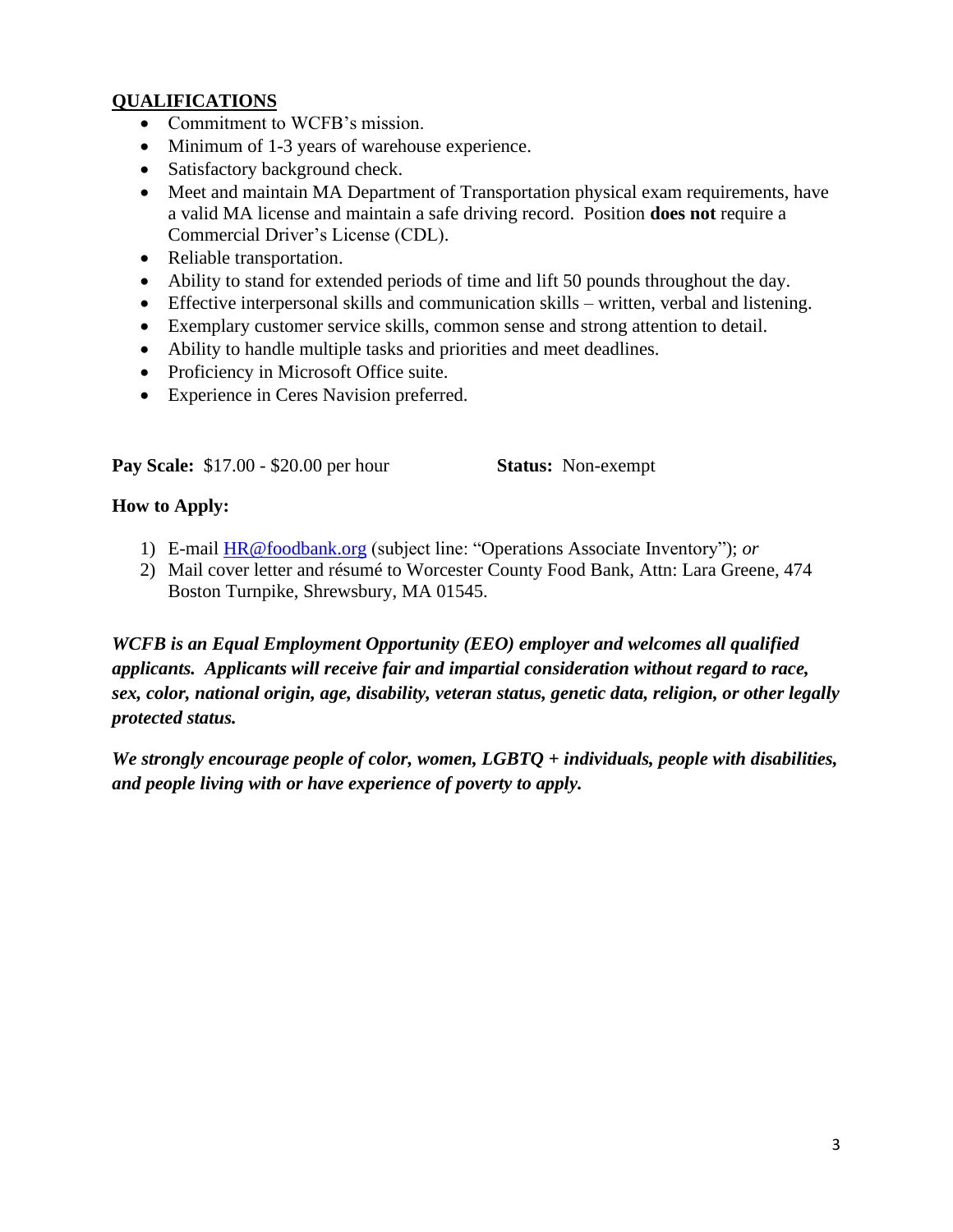## QUALIFICATIONS

- Commitment to WCFB's mission.
- Minimum of 1-3 years of warehouse experience.
- Satisfactory background check.
- Meet and maintain MA Department of Transportation physical exam requirements, have a valid MA license and maintain a safe driving record. Position **does not** require a Commercial Driver's License (CDL).
- Reliable transportation.
- Ability to stand for extended periods of time and lift 50 pounds throughout the day.
- Effective interpersonal skills and communication skills – written, verbal and listening.
- Exemplary customer service skills, common sense and strong attention to detail.
- Ability to handle multiple tasks and priorities and meet deadlines.
- Proficiency in Microsoft Office suite.
- Experience in Ceres Navision preferred.

**Pay Scale:** $17.00 - $20.00 per hour **Status:** Non-exempt

**How to Apply:**

1) E-mail HR@foodbank.org (subject line: "Operations Associate Inventory"); *or*
2) Mail cover letter and résumé to Worcester County Food Bank, Attn: Lara Greene, 474 Boston Turnpike, Shrewsbury, MA 01545.

***WCFB is an Equal Employment Opportunity (EEO) employer and welcomes all qualified applicants. Applicants will receive fair and impartial consideration without regard to race, sex, color, national origin, age, disability, veteran status, genetic data, religion, or other legally protected status.***

***We strongly encourage people of color, women, LGBTQ + individuals, people with disabilities, and people living with or have experience of poverty to apply.***